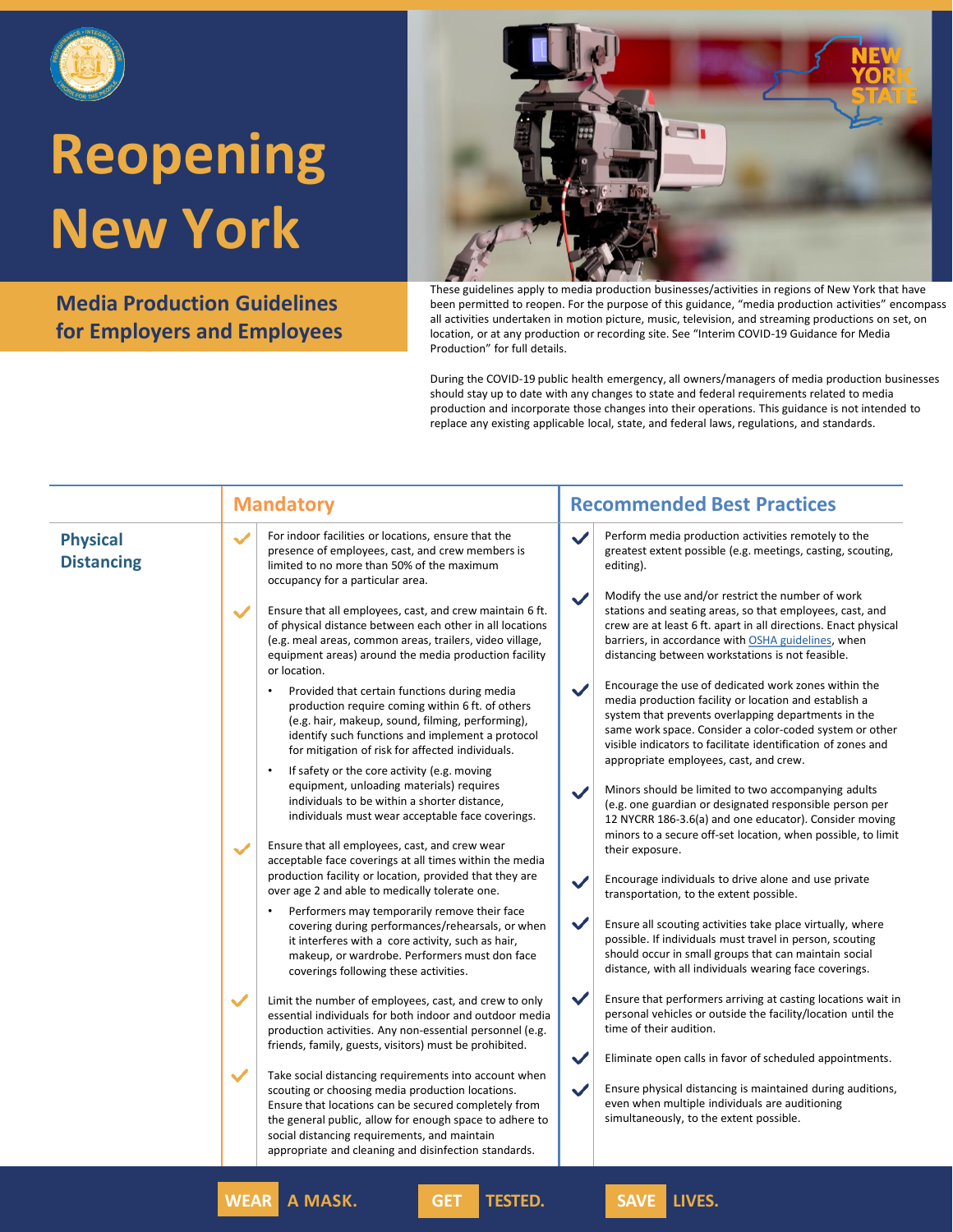# Reopening New York

## Media Production Guidelines for Employers and Employees

These guidelines apply to media production businesses/activities in regions of New York that have been permitted to reopen. For the purpose of this guidance, "media production activities" encompass all activities undertaken in motion picture, music, television, and streaming productions on set, on location, or at any production or recording site. See "Interim COVID-19 Guidance for Media Production" for full details.

During the COVID-19 public health emergency, all owners/managers of media production businesses should stay up to date with any changes to state and federal requirements related to media production and incorporate those changes into their operations. This guidance is not intended to replace any existing applicable local, state, and federal laws, regulations, and standards.

| | Mandatory | Recommended Best Practices |
|---|---|---|
| **Physical Distancing** | ✓ For indoor facilities or locations, ensure that the presence of employees, cast, and crew members is limited to no more than 50% of the maximum occupancy for a particular area.<br><br>✓ Ensure that all employees, cast, and crew maintain 6 ft. of physical distance between each other in all locations (e.g. meal areas, common areas, trailers, video village, equipment areas) around the media production facility or location.<br>• Provided that certain functions during media production require coming within 6 ft. of others (e.g. hair, makeup, sound, filming, performing), identify such functions and implement a protocol for mitigation of risk for affected individuals.<br>• If safety or the core activity (e.g. moving equipment, unloading materials) requires individuals to be within a shorter distance, individuals must wear acceptable face coverings.<br><br>✓ Ensure that all employees, cast, and crew wear acceptable face coverings at all times within the media production facility or location, provided that they are over age 2 and able to medically tolerate one.<br>• Performers may temporarily remove their face covering during performances/rehearsals, or when it interferes with a core activity, such as hair, makeup, or wardrobe. Performers must don face coverings following these activities.<br><br>✓ Limit the number of employees, cast, and crew to only essential individuals for both indoor and outdoor media production activities. Any non-essential personnel (e.g. friends, family, guests, visitors) must be prohibited.<br><br>✓ Take social distancing requirements into account when scouting or choosing media production locations. Ensure that locations can be secured completely from the general public, allow for enough space to adhere to social distancing requirements, and maintain appropriate and cleaning and disinfection standards. | ✓ Perform media production activities remotely to the greatest extent possible (e.g. meetings, casting, scouting, editing).<br><br>✓ Modify the use and/or restrict the number of work stations and seating areas, so that employees, cast, and crew are at least 6 ft. apart in all directions. Enact physical barriers, in accordance with OSHA guidelines, when distancing between workstations is not feasible.<br><br>✓ Encourage the use of dedicated work zones within the media production facility or location and establish a system that prevents overlapping departments in the same work space. Consider a color-coded system or other visible indicators to facilitate identification of zones and appropriate employees, cast, and crew.<br><br>✓ Minors should be limited to two accompanying adults (e.g. one guardian or designated responsible person per 12 NYCRR 186-3.6(a) and one educator). Consider moving minors to a secure off-set location, when possible, to limit their exposure.<br><br>✓ Encourage individuals to drive alone and use private transportation, to the extent possible.<br><br>✓ Ensure all scouting activities take place virtually, where possible. If individuals must travel in person, scouting should occur in small groups that can maintain social distance, with all individuals wearing face coverings.<br><br>✓ Ensure that performers arriving at casting locations wait in personal vehicles or outside the facility/location until the time of their audition.<br><br>✓ Eliminate open calls in favor of scheduled appointments.<br><br>✓ Ensure physical distancing is maintained during auditions, even when multiple individuals are auditioning simultaneously, to the extent possible. |

WEAR A MASK. GET TESTED. SAVE LIVES.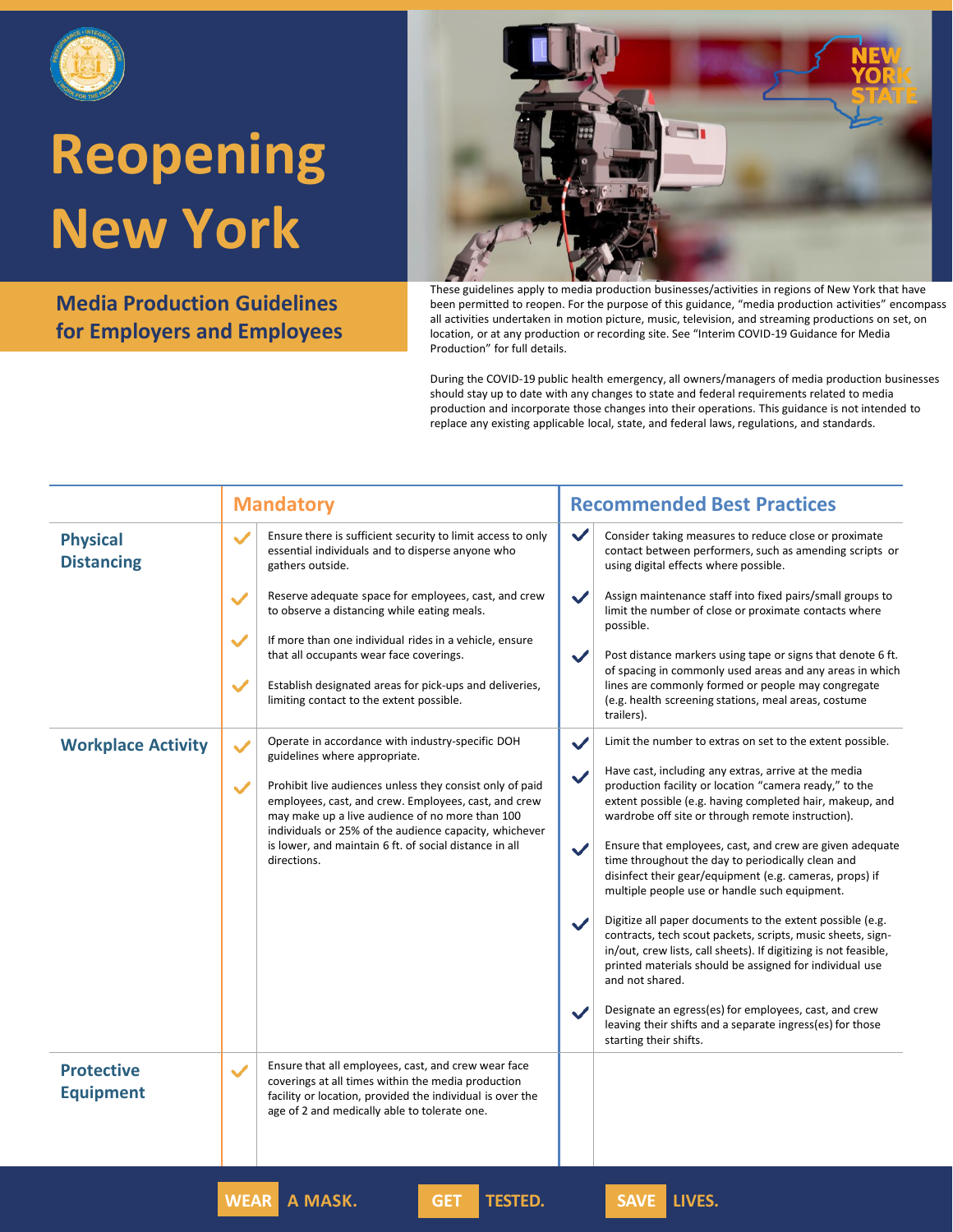# Reopening New York

## Media Production Guidelines for Employers and Employees

These guidelines apply to media production businesses/activities in regions of New York that have been permitted to reopen. For the purpose of this guidance, "media production activities" encompass all activities undertaken in motion picture, music, television, and streaming productions on set, on location, or at any production or recording site. See "Interim COVID-19 Guidance for Media Production" for full details.

During the COVID-19 public health emergency, all owners/managers of media production businesses should stay up to date with any changes to state and federal requirements related to media production and incorporate those changes into their operations. This guidance is not intended to replace any existing applicable local, state, and federal laws, regulations, and standards.

| | Mandatory | Recommended Best Practices |
|---|---|---|
| **Physical Distancing** | ✓ Ensure there is sufficient security to limit access to only essential individuals and to disperse anyone who gathers outside.<br><br>✓ Reserve adequate space for employees, cast, and crew to observe a distancing while eating meals.<br><br>✓ If more than one individual rides in a vehicle, ensure that all occupants wear face coverings.<br><br>✓ Establish designated areas for pick-ups and deliveries, limiting contact to the extent possible. | ✓ Consider taking measures to reduce close or proximate contact between performers, such as amending scripts or using digital effects where possible.<br><br>✓ Assign maintenance staff into fixed pairs/small groups to limit the number of close or proximate contacts where possible.<br><br>✓ Post distance markers using tape or signs that denote 6 ft. of spacing in commonly used areas and any areas in which lines are commonly formed or people may congregate (e.g. health screening stations, meal areas, costume trailers). |
| **Workplace Activity** | ✓ Operate in accordance with industry-specific DOH guidelines where appropriate.<br><br>✓ Prohibit live audiences unless they consist only of paid employees, cast, and crew. Employees, cast, and crew may make up a live audience of no more than 100 individuals or 25% of the audience capacity, whichever is lower, and maintain 6 ft. of social distance in all directions. | ✓ Limit the number to extras on set to the extent possible.<br><br>✓ Have cast, including any extras, arrive at the media production facility or location "camera ready," to the extent possible (e.g. having completed hair, makeup, and wardrobe off site or through remote instruction).<br><br>✓ Ensure that employees, cast, and crew are given adequate time throughout the day to periodically clean and disinfect their gear/equipment (e.g. cameras, props) if multiple people use or handle such equipment.<br><br>✓ Digitize all paper documents to the extent possible (e.g. contracts, tech scout packets, scripts, music sheets, sign-in/out, crew lists, call sheets). If digitizing is not feasible, printed materials should be assigned for individual use and not shared.<br><br>✓ Designate an egress(es) for employees, cast, and crew leaving their shifts and a separate ingress(es) for those starting their shifts. |
| **Protective Equipment** | ✓ Ensure that all employees, cast, and crew wear face coverings at all times within the media production facility or location, provided the individual is over the age of 2 and medically able to tolerate one. | |

**WEAR** A MASK. **GET** TESTED. **SAVE** LIVES.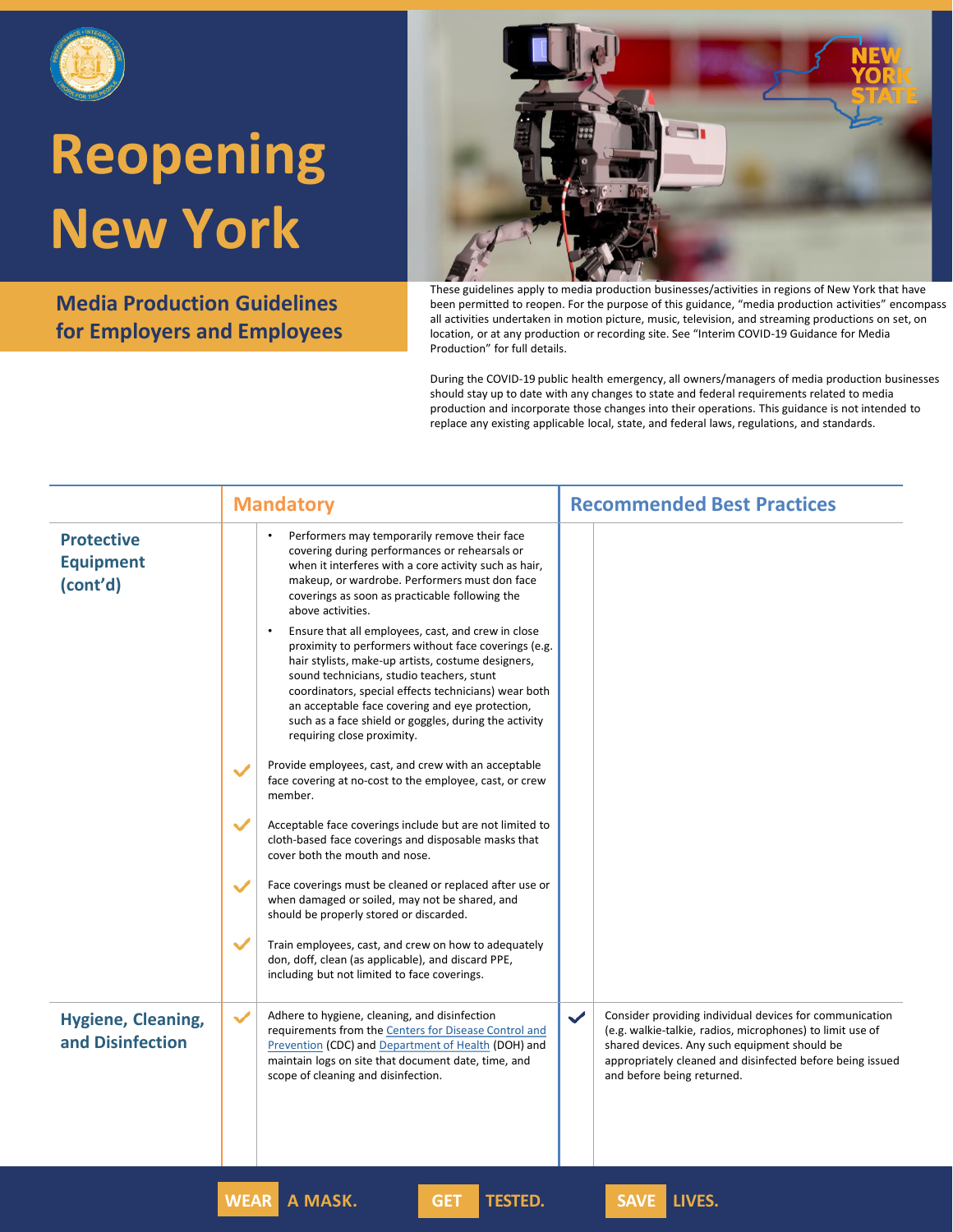# Reopening New York

## Media Production Guidelines for Employers and Employees

These guidelines apply to media production businesses/activities in regions of New York that have been permitted to reopen. For the purpose of this guidance, "media production activities" encompass all activities undertaken in motion picture, music, television, and streaming productions on set, on location, or at any production or recording site. See "Interim COVID-19 Guidance for Media Production" for full details.

During the COVID-19 public health emergency, all owners/managers of media production businesses should stay up to date with any changes to state and federal requirements related to media production and incorporate those changes into their operations. This guidance is not intended to replace any existing applicable local, state, and federal laws, regulations, and standards.

| | Mandatory | Recommended Best Practices |
|---|---|---|
| **Protective Equipment (cont'd)** | • Performers may temporarily remove their face covering during performances or rehearsals or when it interferes with a core activity such as hair, makeup, or wardrobe. Performers must don face coverings as soon as practicable following the above activities.<br>• Ensure that all employees, cast, and crew in close proximity to performers without face coverings (e.g. hair stylists, make-up artists, costume designers, sound technicians, studio teachers, stunt coordinators, special effects technicians) wear both an acceptable face covering and eye protection, such as a face shield or goggles, during the activity requiring close proximity.<br>✓ Provide employees, cast, and crew with an acceptable face covering at no-cost to the employee, cast, or crew member.<br>✓ Acceptable face coverings include but are not limited to cloth-based face coverings and disposable masks that cover both the mouth and nose.<br>✓ Face coverings must be cleaned or replaced after use or when damaged or soiled, may not be shared, and should be properly stored or discarded.<br>✓ Train employees, cast, and crew on how to adequately don, doff, clean (as applicable), and discard PPE, including but not limited to face coverings. | |
| **Hygiene, Cleaning, and Disinfection** | ✓ Adhere to hygiene, cleaning, and disinfection requirements from the Centers for Disease Control and Prevention (CDC) and Department of Health (DOH) and maintain logs on site that document date, time, and scope of cleaning and disinfection. | ✓ Consider providing individual devices for communication (e.g. walkie-talkie, radios, microphones) to limit use of shared devices. Any such equipment should be appropriately cleaned and disinfected before being issued and before being returned. |

WEAR A MASK. GET TESTED. SAVE LIVES.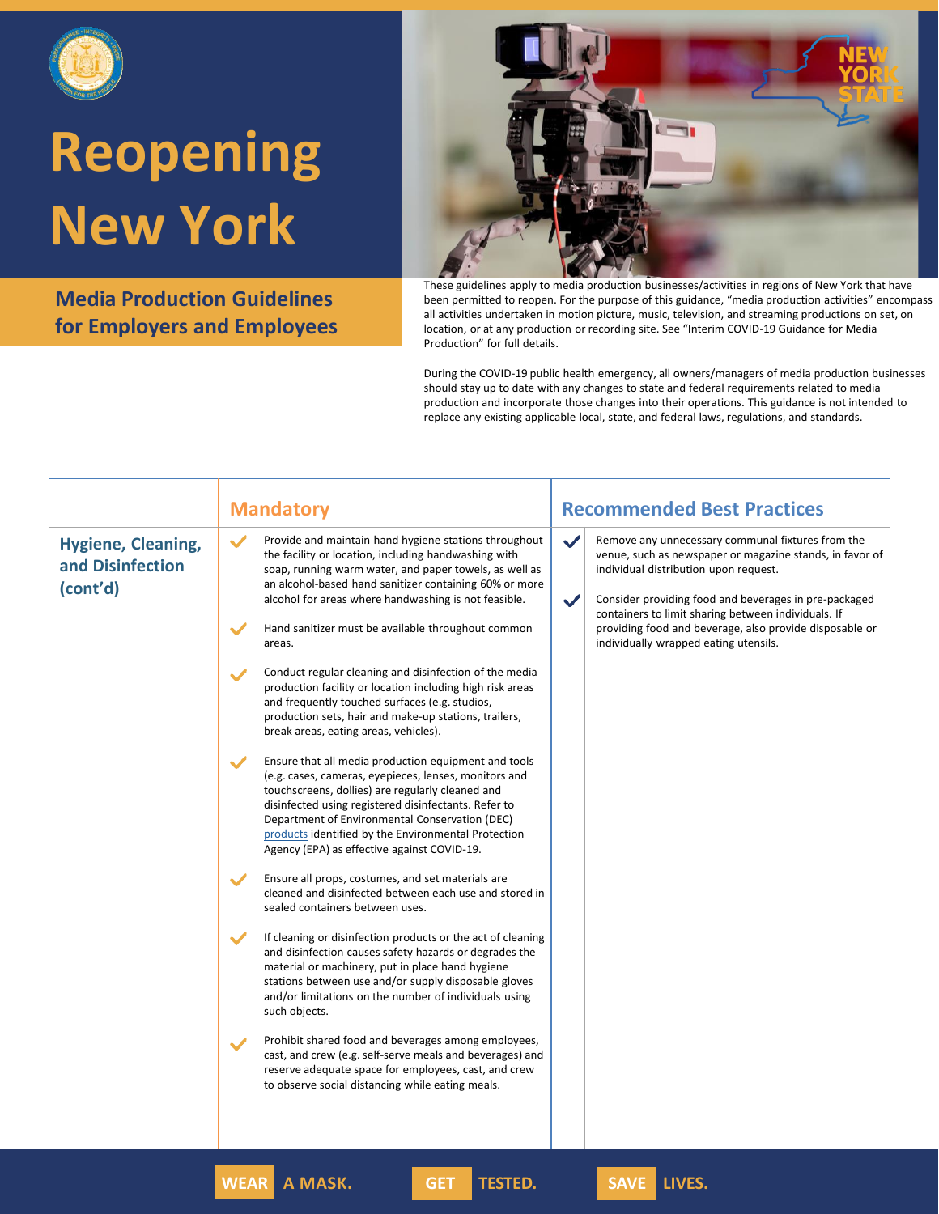# Reopening New York

## Media Production Guidelines for Employers and Employees

These guidelines apply to media production businesses/activities in regions of New York that have been permitted to reopen. For the purpose of this guidance, "media production activities" encompass all activities undertaken in motion picture, music, television, and streaming productions on set, on location, or at any production or recording site. See "Interim COVID-19 Guidance for Media Production" for full details.

During the COVID-19 public health emergency, all owners/managers of media production businesses should stay up to date with any changes to state and federal requirements related to media production and incorporate those changes into their operations. This guidance is not intended to replace any existing applicable local, state, and federal laws, regulations, and standards.

| | Mandatory | Recommended Best Practices |
|---|---|---|
| **Hygiene, Cleaning, and Disinfection (cont'd)** | ✓ Provide and maintain hand hygiene stations throughout the facility or location, including handwashing with soap, running warm water, and paper towels, as well as an alcohol-based hand sanitizer containing 60% or more alcohol for areas where handwashing is not feasible.<br><br>✓ Hand sanitizer must be available throughout common areas.<br><br>✓ Conduct regular cleaning and disinfection of the media production facility or location including high risk areas and frequently touched surfaces (e.g. studios, production sets, hair and make-up stations, trailers, break areas, eating areas, vehicles).<br><br>✓ Ensure that all media production equipment and tools (e.g. cases, cameras, eyepieces, lenses, monitors and touchscreens, dollies) are regularly cleaned and disinfected using registered disinfectants. Refer to Department of Environmental Conservation (DEC) products identified by the Environmental Protection Agency (EPA) as effective against COVID-19.<br><br>✓ Ensure all props, costumes, and set materials are cleaned and disinfected between each use and stored in sealed containers between uses.<br><br>✓ If cleaning or disinfection products or the act of cleaning and disinfection causes safety hazards or degrades the material or machinery, put in place hand hygiene stations between use and/or supply disposable gloves and/or limitations on the number of individuals using such objects.<br><br>✓ Prohibit shared food and beverages among employees, cast, and crew (e.g. self-serve meals and beverages) and reserve adequate space for employees, cast, and crew to observe social distancing while eating meals. | ✓ Remove any unnecessary communal fixtures from the venue, such as newspaper or magazine stands, in favor of individual distribution upon request.<br><br>✓ Consider providing food and beverages in pre-packaged containers to limit sharing between individuals. If providing food and beverage, also provide disposable or individually wrapped eating utensils. |

WEAR A MASK. GET TESTED. SAVE LIVES.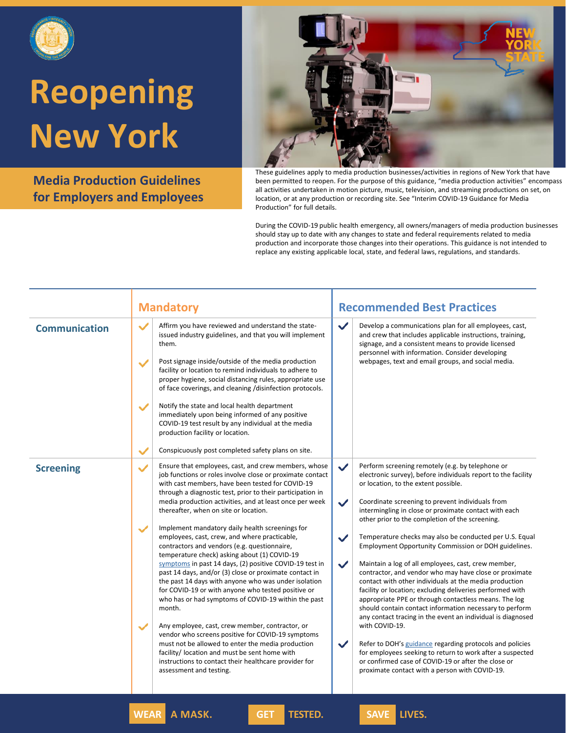# Reopening New York

## Media Production Guidelines for Employers and Employees

These guidelines apply to media production businesses/activities in regions of New York that have been permitted to reopen. For the purpose of this guidance, "media production activities" encompass all activities undertaken in motion picture, music, television, and streaming productions on set, on location, or at any production or recording site. See "Interim COVID-19 Guidance for Media Production" for full details.

During the COVID-19 public health emergency, all owners/managers of media production businesses should stay up to date with any changes to state and federal requirements related to media production and incorporate those changes into their operations. This guidance is not intended to replace any existing applicable local, state, and federal laws, regulations, and standards.

| | Mandatory | Recommended Best Practices |
|---|---|---|
| **Communication** | ✓ Affirm you have reviewed and understand the state-issued industry guidelines, and that you will implement them.<br><br>✓ Post signage inside/outside of the media production facility or location to remind individuals to adhere to proper hygiene, social distancing rules, appropriate use of face coverings, and cleaning /disinfection protocols.<br><br>✓ Notify the state and local health department immediately upon being informed of any positive COVID-19 test result by any individual at the media production facility or location.<br><br>✓ Conspicuously post completed safety plans on site. | ✓ Develop a communications plan for all employees, cast, and crew that includes applicable instructions, training, signage, and a consistent means to provide licensed personnel with information. Consider developing webpages, text and email groups, and social media. |
| **Screening** | ✓ Ensure that employees, cast, and crew members, whose job functions or roles involve close or proximate contact with cast members, have been tested for COVID-19 through a diagnostic test, prior to their participation in media production activities, and at least once per week thereafter, when on site or location.<br><br>✓ Implement mandatory daily health screenings for employees, cast, crew, and where practicable, contractors and vendors (e.g. questionnaire, temperature check) asking about (1) COVID-19 symptoms in past 14 days, (2) positive COVID-19 test in past 14 days, and/or (3) close or proximate contact in the past 14 days with anyone who was under isolation for COVID-19 or with anyone who tested positive or who has or had symptoms of COVID-19 within the past month.<br><br>✓ Any employee, cast, crew member, contractor, or vendor who screens positive for COVID-19 symptoms must not be allowed to enter the media production facility/ location and must be sent home with instructions to contact their healthcare provider for assessment and testing. | ✓ Perform screening remotely (e.g. by telephone or electronic survey), before individuals report to the facility or location, to the extent possible.<br><br>✓ Coordinate screening to prevent individuals from intermingling in close or proximate contact with each other prior to the completion of the screening.<br><br>✓ Temperature checks may also be conducted per U.S. Equal Employment Opportunity Commission or DOH guidelines.<br><br>✓ Maintain a log of all employees, cast, crew member, contractor, and vendor who may have close or proximate contact with other individuals at the media production facility or location; excluding deliveries performed with appropriate PPE or through contactless means. The log should contain contact information necessary to perform any contact tracing in the event an individual is diagnosed with COVID-19.<br><br>✓ Refer to DOH's guidance regarding protocols and policies for employees seeking to return to work after a suspected or confirmed case of COVID-19 or after the close or proximate contact with a person with COVID-19. |

WEAR A MASK. GET TESTED. SAVE LIVES.